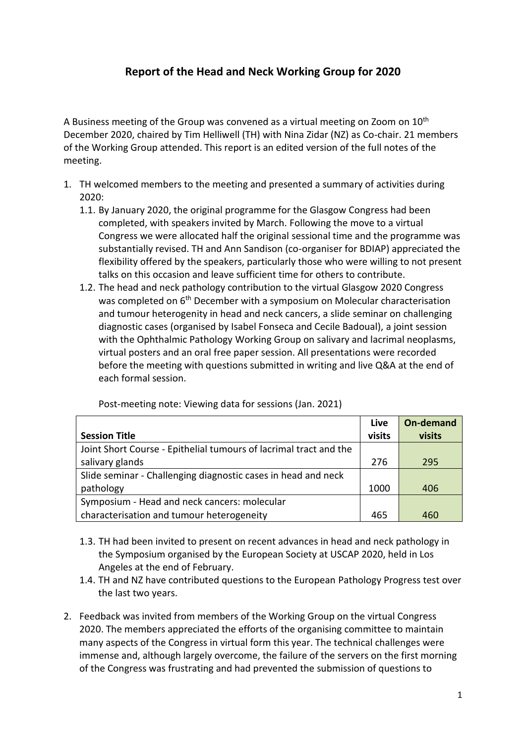# Report of the Head and Neck Working Group for 2020

A Business meeting of the Group was convened as a virtual meeting on Zoom on 10th December 2020, chaired by Tim Helliwell (TH) with Nina Zidar (NZ) as Co-chair. 21 members of the Working Group attended. This report is an edited version of the full notes of the meeting.

1. TH welcomed members to the meeting and presented a summary of activities during 2020:
   1.1. By January 2020, the original programme for the Glasgow Congress had been completed, with speakers invited by March. Following the move to a virtual Congress we were allocated half the original sessional time and the programme was substantially revised. TH and Ann Sandison (co-organiser for BDIAP) appreciated the flexibility offered by the speakers, particularly those who were willing to not present talks on this occasion and leave sufficient time for others to contribute.
   1.2. The head and neck pathology contribution to the virtual Glasgow 2020 Congress was completed on 6th December with a symposium on Molecular characterisation and tumour heterogenity in head and neck cancers, a slide seminar on challenging diagnostic cases (organised by Isabel Fonseca and Cecile Badoual), a joint session with the Ophthalmic Pathology Working Group on salivary and lacrimal neoplasms, virtual posters and an oral free paper session. All presentations were recorded before the meeting with questions submitted in writing and live Q&A at the end of each formal session.

   Post-meeting note: Viewing data for sessions (Jan. 2021)

   | Session Title | Live visits | On-demand visits |
   |---|---|---|
   | Joint Short Course - Epithelial tumours of lacrimal tract and the salivary glands | 276 | 295 |
   | Slide seminar - Challenging diagnostic cases in head and neck pathology | 1000 | 406 |
   | Symposium - Head and neck cancers: molecular characterisation and tumour heterogeneity | 465 | 460 |

   1.3. TH had been invited to present on recent advances in head and neck pathology in the Symposium organised by the European Society at USCAP 2020, held in Los Angeles at the end of February.
   1.4. TH and NZ have contributed questions to the European Pathology Progress test over the last two years.

2. Feedback was invited from members of the Working Group on the virtual Congress 2020. The members appreciated the efforts of the organising committee to maintain many aspects of the Congress in virtual form this year. The technical challenges were immense and, although largely overcome, the failure of the servers on the first morning of the Congress was frustrating and had prevented the submission of questions to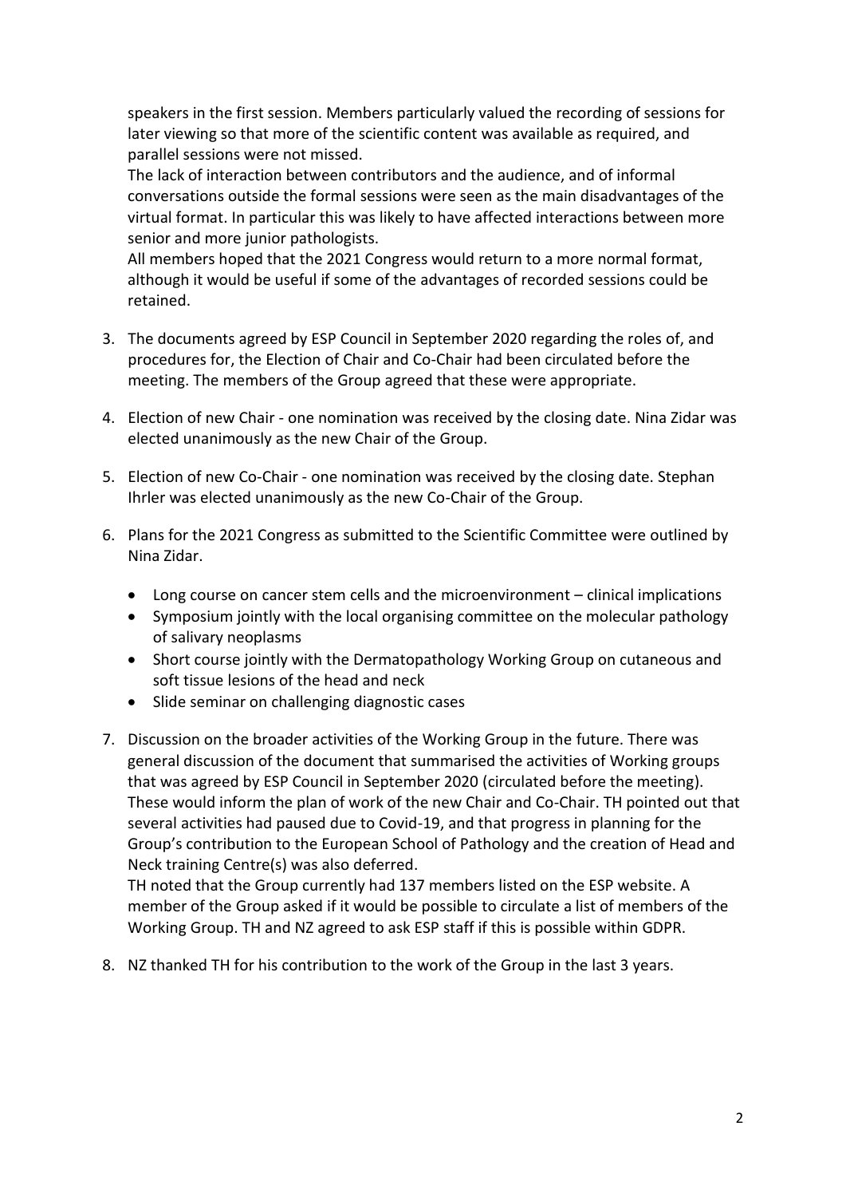speakers in the first session. Members particularly valued the recording of sessions for later viewing so that more of the scientific content was available as required, and parallel sessions were not missed.
The lack of interaction between contributors and the audience, and of informal conversations outside the formal sessions were seen as the main disadvantages of the virtual format. In particular this was likely to have affected interactions between more senior and more junior pathologists.
All members hoped that the 2021 Congress would return to a more normal format, although it would be useful if some of the advantages of recorded sessions could be retained.

3. The documents agreed by ESP Council in September 2020 regarding the roles of, and procedures for, the Election of Chair and Co-Chair had been circulated before the meeting. The members of the Group agreed that these were appropriate.

4. Election of new Chair - one nomination was received by the closing date. Nina Zidar was elected unanimously as the new Chair of the Group.

5. Election of new Co-Chair - one nomination was received by the closing date. Stephan Ihrler was elected unanimously as the new Co-Chair of the Group.

6. Plans for the 2021 Congress as submitted to the Scientific Committee were outlined by Nina Zidar.

    - Long course on cancer stem cells and the microenvironment – clinical implications
    - Symposium jointly with the local organising committee on the molecular pathology of salivary neoplasms
    - Short course jointly with the Dermatopathology Working Group on cutaneous and soft tissue lesions of the head and neck
    - Slide seminar on challenging diagnostic cases

7. Discussion on the broader activities of the Working Group in the future. There was general discussion of the document that summarised the activities of Working groups that was agreed by ESP Council in September 2020 (circulated before the meeting). These would inform the plan of work of the new Chair and Co-Chair. TH pointed out that several activities had paused due to Covid-19, and that progress in planning for the Group's contribution to the European School of Pathology and the creation of Head and Neck training Centre(s) was also deferred.
TH noted that the Group currently had 137 members listed on the ESP website. A member of the Group asked if it would be possible to circulate a list of members of the Working Group. TH and NZ agreed to ask ESP staff if this is possible within GDPR.

8. NZ thanked TH for his contribution to the work of the Group in the last 3 years.